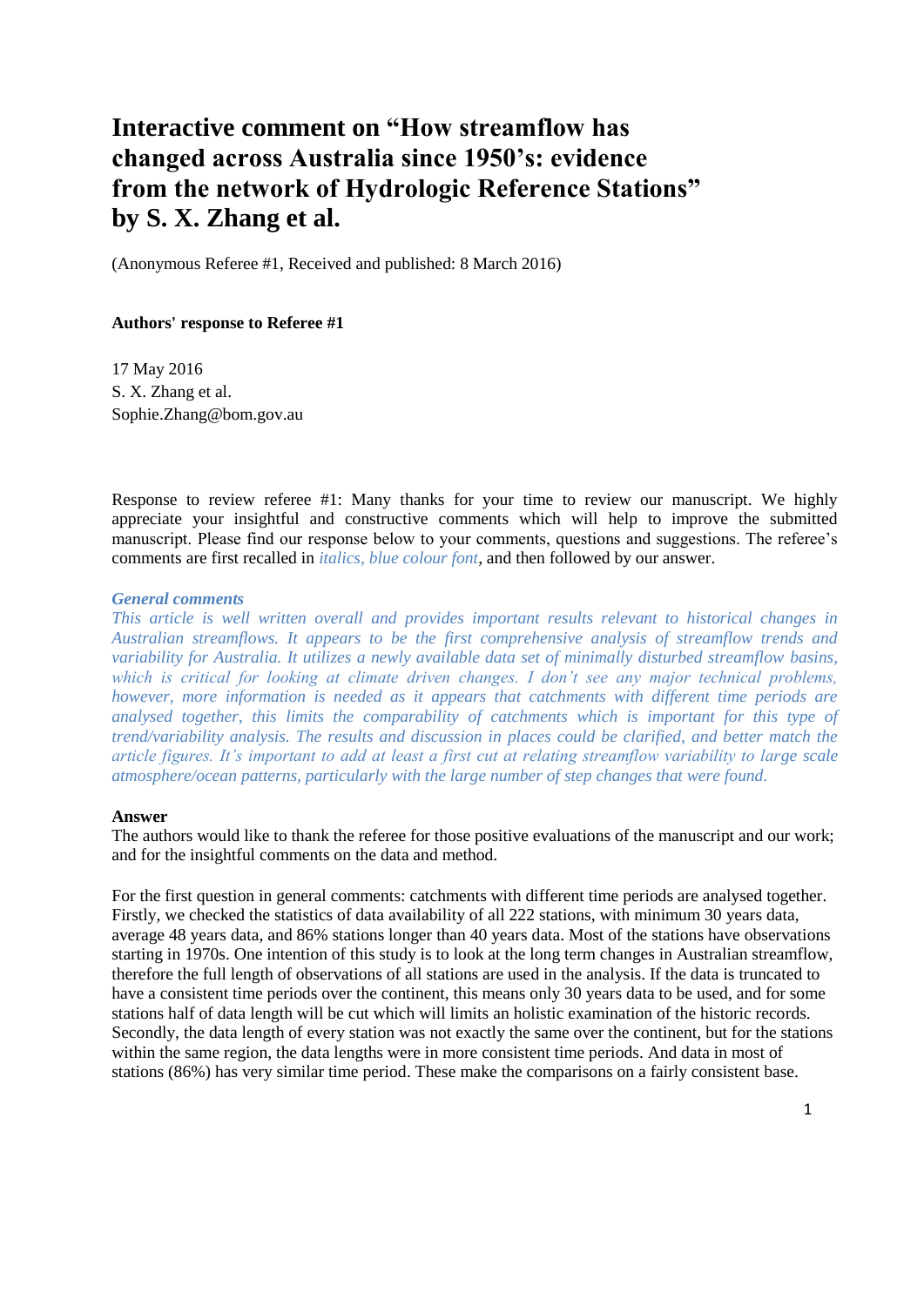# Interactive comment on "How streamflow has changed across Australia since 1950's: evidence from the network of Hydrologic Reference Stations" by S. X. Zhang et al.

(Anonymous Referee #1, Received and published: 8 March 2016)

**Authors' response to Referee #1**

17 May 2016
S. X. Zhang et al.
Sophie.Zhang@bom.gov.au

Response to review referee #1: Many thanks for your time to review our manuscript. We highly appreciate your insightful and constructive comments which will help to improve the submitted manuscript. Please find our response below to your comments, questions and suggestions. The referee's comments are first recalled in *italics, blue colour font*, and then followed by our answer.

***General comments***

*This article is well written overall and provides important results relevant to historical changes in Australian streamflows. It appears to be the first comprehensive analysis of streamflow trends and variability for Australia. It utilizes a newly available data set of minimally disturbed streamflow basins, which is critical for looking at climate driven changes. I don't see any major technical problems, however, more information is needed as it appears that catchments with different time periods are analysed together, this limits the comparability of catchments which is important for this type of trend/variability analysis. The results and discussion in places could be clarified, and better match the article figures. It's important to add at least a first cut at relating streamflow variability to large scale atmosphere/ocean patterns, particularly with the large number of step changes that were found.*

**Answer**

The authors would like to thank the referee for those positive evaluations of the manuscript and our work; and for the insightful comments on the data and method.

For the first question in general comments: catchments with different time periods are analysed together. Firstly, we checked the statistics of data availability of all 222 stations, with minimum 30 years data, average 48 years data, and 86% stations longer than 40 years data. Most of the stations have observations starting in 1970s. One intention of this study is to look at the long term changes in Australian streamflow, therefore the full length of observations of all stations are used in the analysis. If the data is truncated to have a consistent time periods over the continent, this means only 30 years data to be used, and for some stations half of data length will be cut which will limits an holistic examination of the historic records. Secondly, the data length of every station was not exactly the same over the continent, but for the stations within the same region, the data lengths were in more consistent time periods. And data in most of stations (86%) has very similar time period. These make the comparisons on a fairly consistent base.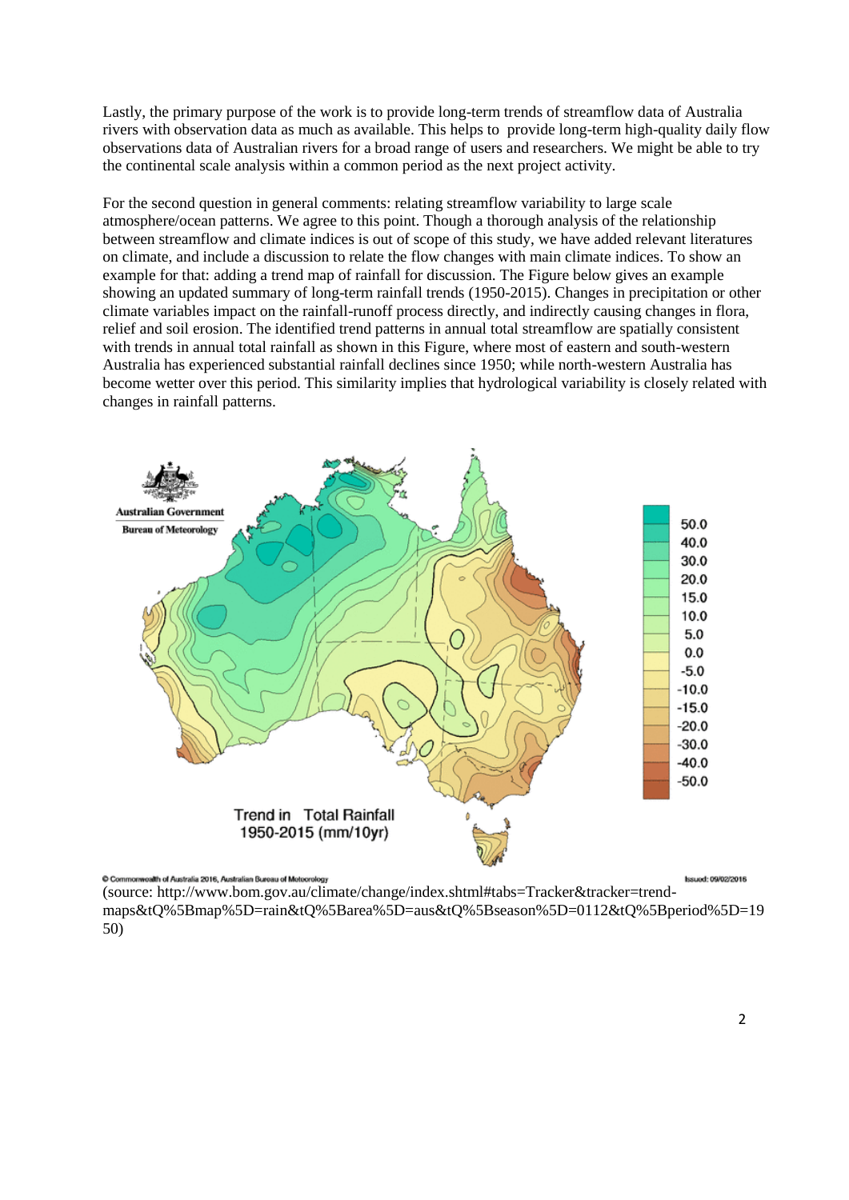Lastly, the primary purpose of the work is to provide long-term trends of streamflow data of Australia rivers with observation data as much as available. This helps to provide long-term high-quality daily flow observations data of Australian rivers for a broad range of users and researchers. We might be able to try the continental scale analysis within a common period as the next project activity.

For the second question in general comments: relating streamflow variability to large scale atmosphere/ocean patterns. We agree to this point. Though a thorough analysis of the relationship between streamflow and climate indices is out of scope of this study, we have added relevant literatures on climate, and include a discussion to relate the flow changes with main climate indices. To show an example for that: adding a trend map of rainfall for discussion. The Figure below gives an example showing an updated summary of long-term rainfall trends (1950-2015). Changes in precipitation or other climate variables impact on the rainfall-runoff process directly, and indirectly causing changes in flora, relief and soil erosion. The identified trend patterns in annual total streamflow are spatially consistent with trends in annual total rainfall as shown in this Figure, where most of eastern and south-western Australia has experienced substantial rainfall declines since 1950; while north-western Australia has become wetter over this period. This similarity implies that hydrological variability is closely related with changes in rainfall patterns.

(source: http://www.bom.gov.au/climate/change/index.shtml#tabs=Tracker&tracker=trend-maps&tQ%5Bmap%5D=rain&tQ%5Barea%5D=aus&tQ%5Bseason%5D=0112&tQ%5Bperiod%5D=1950)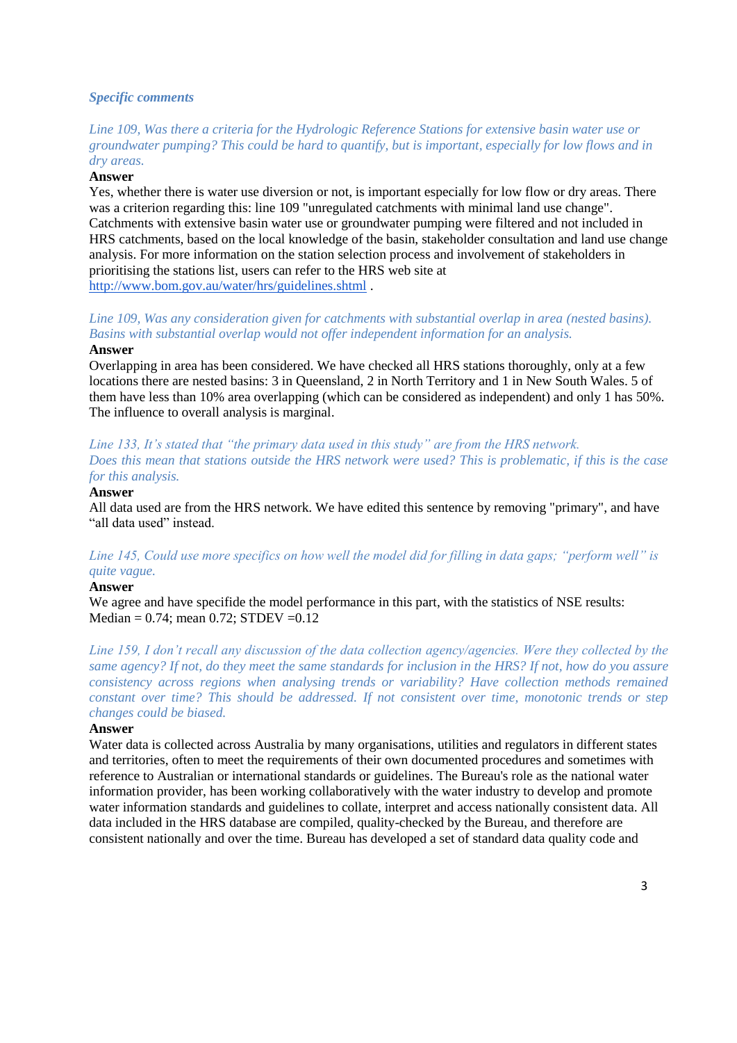***Specific comments***

*Line 109, Was there a criteria for the Hydrologic Reference Stations for extensive basin water use or groundwater pumping? This could be hard to quantify, but is important, especially for low flows and in dry areas.*

**Answer**

Yes, whether there is water use diversion or not, is important especially for low flow or dry areas. There was a criterion regarding this: line 109 "unregulated catchments with minimal land use change". Catchments with extensive basin water use or groundwater pumping were filtered and not included in HRS catchments, based on the local knowledge of the basin, stakeholder consultation and land use change analysis. For more information on the station selection process and involvement of stakeholders in prioritising the stations list, users can refer to the HRS web site at http://www.bom.gov.au/water/hrs/guidelines.shtml .

*Line 109, Was any consideration given for catchments with substantial overlap in area (nested basins). Basins with substantial overlap would not offer independent information for an analysis.*

**Answer**

Overlapping in area has been considered. We have checked all HRS stations thoroughly, only at a few locations there are nested basins: 3 in Queensland, 2 in North Territory and 1 in New South Wales. 5 of them have less than 10% area overlapping (which can be considered as independent) and only 1 has 50%. The influence to overall analysis is marginal.

*Line 133, It's stated that "the primary data used in this study" are from the HRS network. Does this mean that stations outside the HRS network were used? This is problematic, if this is the case for this analysis.*

**Answer**

All data used are from the HRS network. We have edited this sentence by removing "primary", and have "all data used" instead.

*Line 145, Could use more specifics on how well the model did for filling in data gaps; "perform well" is quite vague.*

**Answer**

We agree and have specifide the model performance in this part, with the statistics of NSE results: Median = 0.74; mean 0.72; STDEV =0.12

*Line 159, I don't recall any discussion of the data collection agency/agencies. Were they collected by the same agency? If not, do they meet the same standards for inclusion in the HRS? If not, how do you assure consistency across regions when analysing trends or variability? Have collection methods remained constant over time? This should be addressed. If not consistent over time, monotonic trends or step changes could be biased.*

**Answer**

Water data is collected across Australia by many organisations, utilities and regulators in different states and territories, often to meet the requirements of their own documented procedures and sometimes with reference to Australian or international standards or guidelines. The Bureau's role as the national water information provider, has been working collaboratively with the water industry to develop and promote water information standards and guidelines to collate, interpret and access nationally consistent data. All data included in the HRS database are compiled, quality-checked by the Bureau, and therefore are consistent nationally and over the time. Bureau has developed a set of standard data quality code and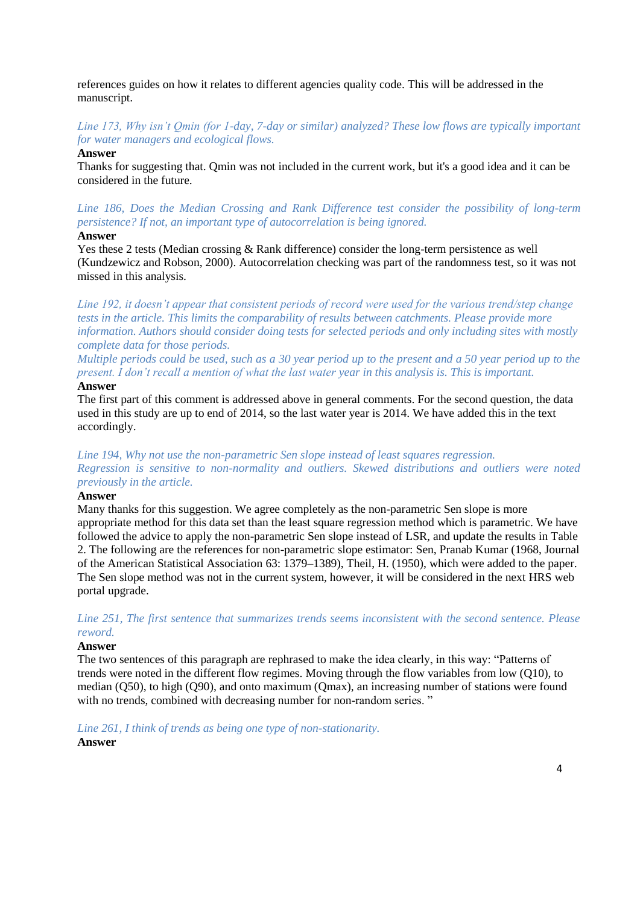references guides on how it relates to different agencies quality code. This will be addressed in the manuscript.

*Line 173, Why isn't Qmin (for 1-day, 7-day or similar) analyzed? These low flows are typically important for water managers and ecological flows.*

**Answer**

Thanks for suggesting that. Qmin was not included in the current work, but it's a good idea and it can be considered in the future.

*Line 186, Does the Median Crossing and Rank Difference test consider the possibility of long-term persistence? If not, an important type of autocorrelation is being ignored.*

**Answer**

Yes these 2 tests (Median crossing & Rank difference) consider the long-term persistence as well (Kundzewicz and Robson, 2000). Autocorrelation checking was part of the randomness test, so it was not missed in this analysis.

*Line 192, it doesn't appear that consistent periods of record were used for the various trend/step change tests in the article. This limits the comparability of results between catchments. Please provide more information. Authors should consider doing tests for selected periods and only including sites with mostly complete data for those periods.*

*Multiple periods could be used, such as a 30 year period up to the present and a 50 year period up to the present. I don't recall a mention of what the last water year in this analysis is. This is important.*

**Answer**

The first part of this comment is addressed above in general comments. For the second question, the data used in this study are up to end of 2014, so the last water year is 2014. We have added this in the text accordingly.

*Line 194, Why not use the non-parametric Sen slope instead of least squares regression.*

*Regression is sensitive to non-normality and outliers. Skewed distributions and outliers were noted previously in the article.*

**Answer**

Many thanks for this suggestion. We agree completely as the non-parametric Sen slope is more appropriate method for this data set than the least square regression method which is parametric. We have followed the advice to apply the non-parametric Sen slope instead of LSR, and update the results in Table 2. The following are the references for non-parametric slope estimator: Sen, Pranab Kumar (1968, Journal of the American Statistical Association 63: 1379–1389), Theil, H. (1950), which were added to the paper. The Sen slope method was not in the current system, however, it will be considered in the next HRS web portal upgrade.

*Line 251, The first sentence that summarizes trends seems inconsistent with the second sentence. Please reword.*

**Answer**

The two sentences of this paragraph are rephrased to make the idea clearly, in this way: "Patterns of trends were noted in the different flow regimes. Moving through the flow variables from low (Q10), to median (Q50), to high (Q90), and onto maximum (Qmax), an increasing number of stations were found with no trends, combined with decreasing number for non-random series. "

*Line 261, I think of trends as being one type of non-stationarity.*

**Answer**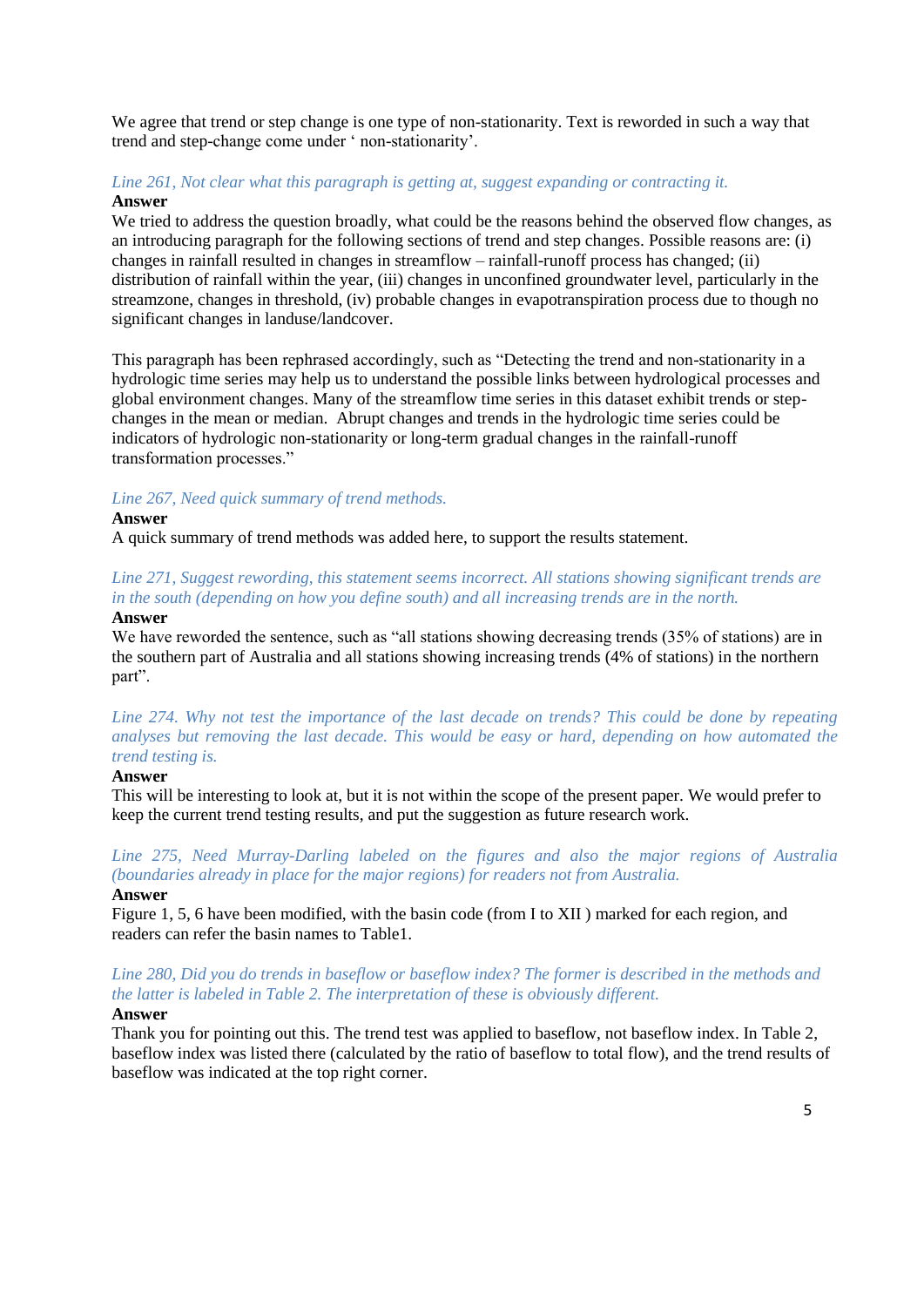We agree that trend or step change is one type of non-stationarity. Text is reworded in such a way that trend and step-change come under ‘ non-stationarity’.

*Line 261, Not clear what this paragraph is getting at, suggest expanding or contracting it.*

**Answer**

We tried to address the question broadly, what could be the reasons behind the observed flow changes, as an introducing paragraph for the following sections of trend and step changes. Possible reasons are: (i) changes in rainfall resulted in changes in streamflow – rainfall-runoff process has changed; (ii) distribution of rainfall within the year, (iii) changes in unconfined groundwater level, particularly in the streamzone, changes in threshold, (iv) probable changes in evapotranspiration process due to though no significant changes in landuse/landcover.

This paragraph has been rephrased accordingly, such as “Detecting the trend and non-stationarity in a hydrologic time series may help us to understand the possible links between hydrological processes and global environment changes. Many of the streamflow time series in this dataset exhibit trends or step-changes in the mean or median. Abrupt changes and trends in the hydrologic time series could be indicators of hydrologic non-stationarity or long-term gradual changes in the rainfall-runoff transformation processes.”

*Line 267, Need quick summary of trend methods.*

**Answer**

A quick summary of trend methods was added here, to support the results statement.

*Line 271, Suggest rewording, this statement seems incorrect. All stations showing significant trends are in the south (depending on how you define south) and all increasing trends are in the north.*

**Answer**

We have reworded the sentence, such as “all stations showing decreasing trends (35% of stations) are in the southern part of Australia and all stations showing increasing trends (4% of stations) in the northern part”.

*Line 274. Why not test the importance of the last decade on trends? This could be done by repeating analyses but removing the last decade. This would be easy or hard, depending on how automated the trend testing is.*

**Answer**

This will be interesting to look at, but it is not within the scope of the present paper. We would prefer to keep the current trend testing results, and put the suggestion as future research work.

*Line 275, Need Murray-Darling labeled on the figures and also the major regions of Australia (boundaries already in place for the major regions) for readers not from Australia.*

**Answer**

Figure 1, 5, 6 have been modified, with the basin code (from I to XII ) marked for each region, and readers can refer the basin names to Table1.

*Line 280, Did you do trends in baseflow or baseflow index? The former is described in the methods and the latter is labeled in Table 2. The interpretation of these is obviously different.*

**Answer**

Thank you for pointing out this. The trend test was applied to baseflow, not baseflow index. In Table 2, baseflow index was listed there (calculated by the ratio of baseflow to total flow), and the trend results of baseflow was indicated at the top right corner.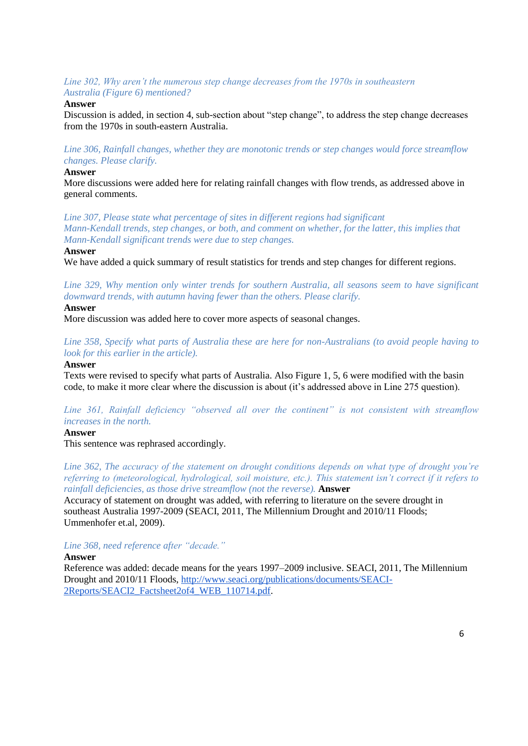*Line 302, Why aren't the numerous step change decreases from the 1970s in southeastern Australia (Figure 6) mentioned?*

**Answer**

Discussion is added, in section 4, sub-section about "step change", to address the step change decreases from the 1970s in south-eastern Australia.

*Line 306, Rainfall changes, whether they are monotonic trends or step changes would force streamflow changes. Please clarify.*

**Answer**

More discussions were added here for relating rainfall changes with flow trends, as addressed above in general comments.

*Line 307, Please state what percentage of sites in different regions had significant Mann-Kendall trends, step changes, or both, and comment on whether, for the latter, this implies that Mann-Kendall significant trends were due to step changes.*

**Answer**

We have added a quick summary of result statistics for trends and step changes for different regions.

*Line 329, Why mention only winter trends for southern Australia, all seasons seem to have significant downward trends, with autumn having fewer than the others. Please clarify.*

**Answer**

More discussion was added here to cover more aspects of seasonal changes.

*Line 358, Specify what parts of Australia these are here for non-Australians (to avoid people having to look for this earlier in the article).*

**Answer**

Texts were revised to specify what parts of Australia. Also Figure 1, 5, 6 were modified with the basin code, to make it more clear where the discussion is about (it's addressed above in Line 275 question).

*Line 361, Rainfall deficiency "observed all over the continent" is not consistent with streamflow increases in the north.*

**Answer**

This sentence was rephrased accordingly.

*Line 362, The accuracy of the statement on drought conditions depends on what type of drought you're referring to (meteorological, hydrological, soil moisture, etc.). This statement isn't correct if it refers to rainfall deficiencies, as those drive streamflow (not the reverse).* **Answer**

Accuracy of statement on drought was added, with referring to literature on the severe drought in southeast Australia 1997-2009 (SEACI, 2011, The Millennium Drought and 2010/11 Floods; Ummenhofer et.al, 2009).

*Line 368, need reference after "decade."*

**Answer**

Reference was added: decade means for the years 1997–2009 inclusive. SEACI, 2011, The Millennium Drought and 2010/11 Floods, [http://www.seaci.org/publications/documents/SEACI-2Reports/SEACI2_Factsheet2of4_WEB_110714.pdf](http://www.seaci.org/publications/documents/SEACI-2Reports/SEACI2_Factsheet2of4_WEB_110714.pdf).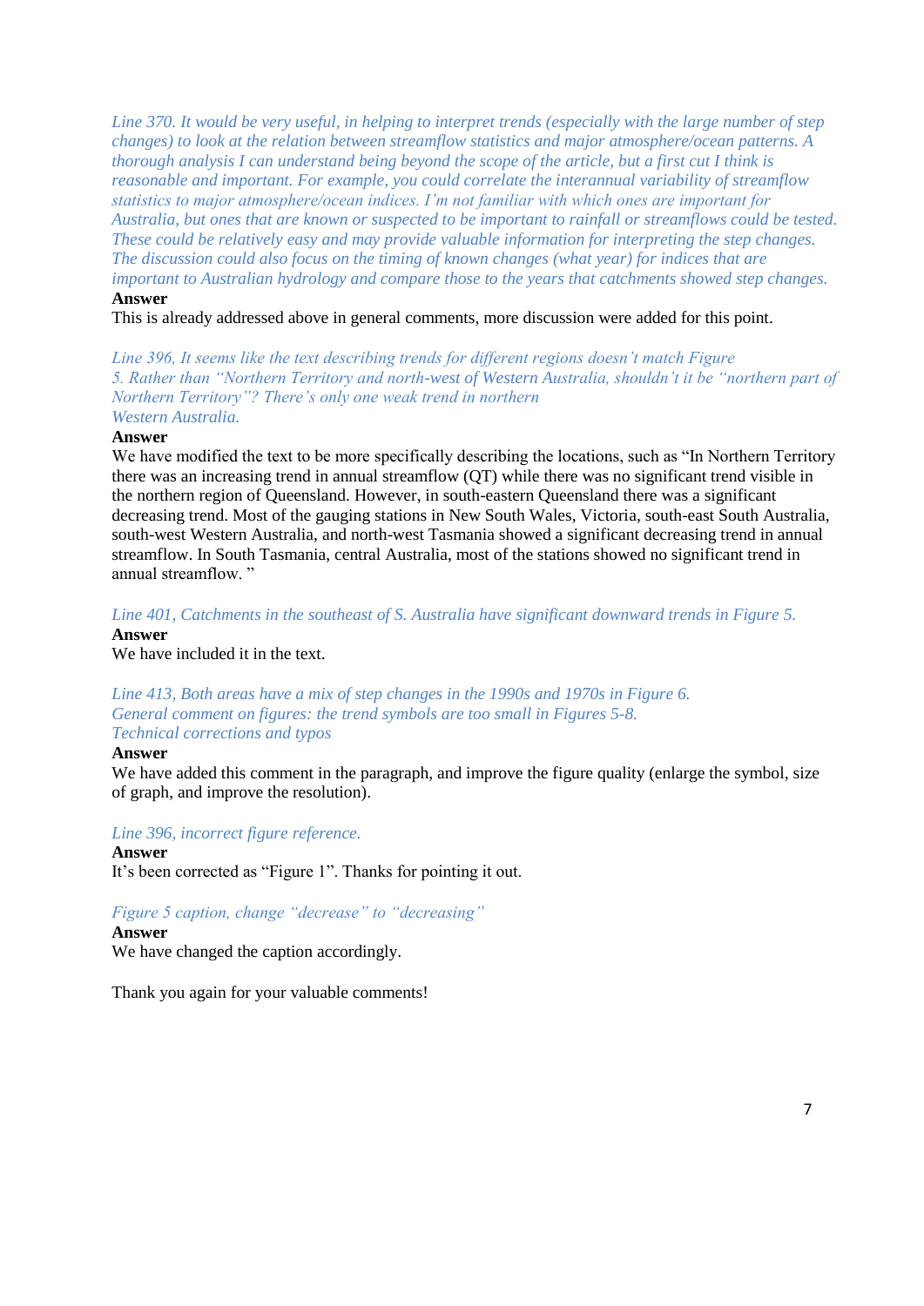*Line 370. It would be very useful, in helping to interpret trends (especially with the large number of step changes) to look at the relation between streamflow statistics and major atmosphere/ocean patterns. A thorough analysis I can understand being beyond the scope of the article, but a first cut I think is reasonable and important. For example, you could correlate the interannual variability of streamflow statistics to major atmosphere/ocean indices. I'm not familiar with which ones are important for Australia, but ones that are known or suspected to be important to rainfall or streamflows could be tested. These could be relatively easy and may provide valuable information for interpreting the step changes. The discussion could also focus on the timing of known changes (what year) for indices that are important to Australian hydrology and compare those to the years that catchments showed step changes.*

**Answer**

This is already addressed above in general comments, more discussion were added for this point.

*Line 396, It seems like the text describing trends for different regions doesn't match Figure 5. Rather than "Northern Territory and north-west of Western Australia, shouldn't it be "northern part of Northern Territory"? There's only one weak trend in northern Western Australia.*

**Answer**

We have modified the text to be more specifically describing the locations, such as "In Northern Territory there was an increasing trend in annual streamflow (QT) while there was no significant trend visible in the northern region of Queensland. However, in south-eastern Queensland there was a significant decreasing trend. Most of the gauging stations in New South Wales, Victoria, south-east South Australia, south-west Western Australia, and north-west Tasmania showed a significant decreasing trend in annual streamflow. In South Tasmania, central Australia, most of the stations showed no significant trend in annual streamflow. "

*Line 401, Catchments in the southeast of S. Australia have significant downward trends in Figure 5.*

**Answer**

We have included it in the text.

*Line 413, Both areas have a mix of step changes in the 1990s and 1970s in Figure 6.*
*General comment on figures: the trend symbols are too small in Figures 5-8.*
*Technical corrections and typos*

**Answer**

We have added this comment in the paragraph, and improve the figure quality (enlarge the symbol, size of graph, and improve the resolution).

*Line 396, incorrect figure reference.*

**Answer**

It's been corrected as "Figure 1". Thanks for pointing it out.

*Figure 5 caption, change "decrease" to "decreasing"*

**Answer**

We have changed the caption accordingly.

Thank you again for your valuable comments!